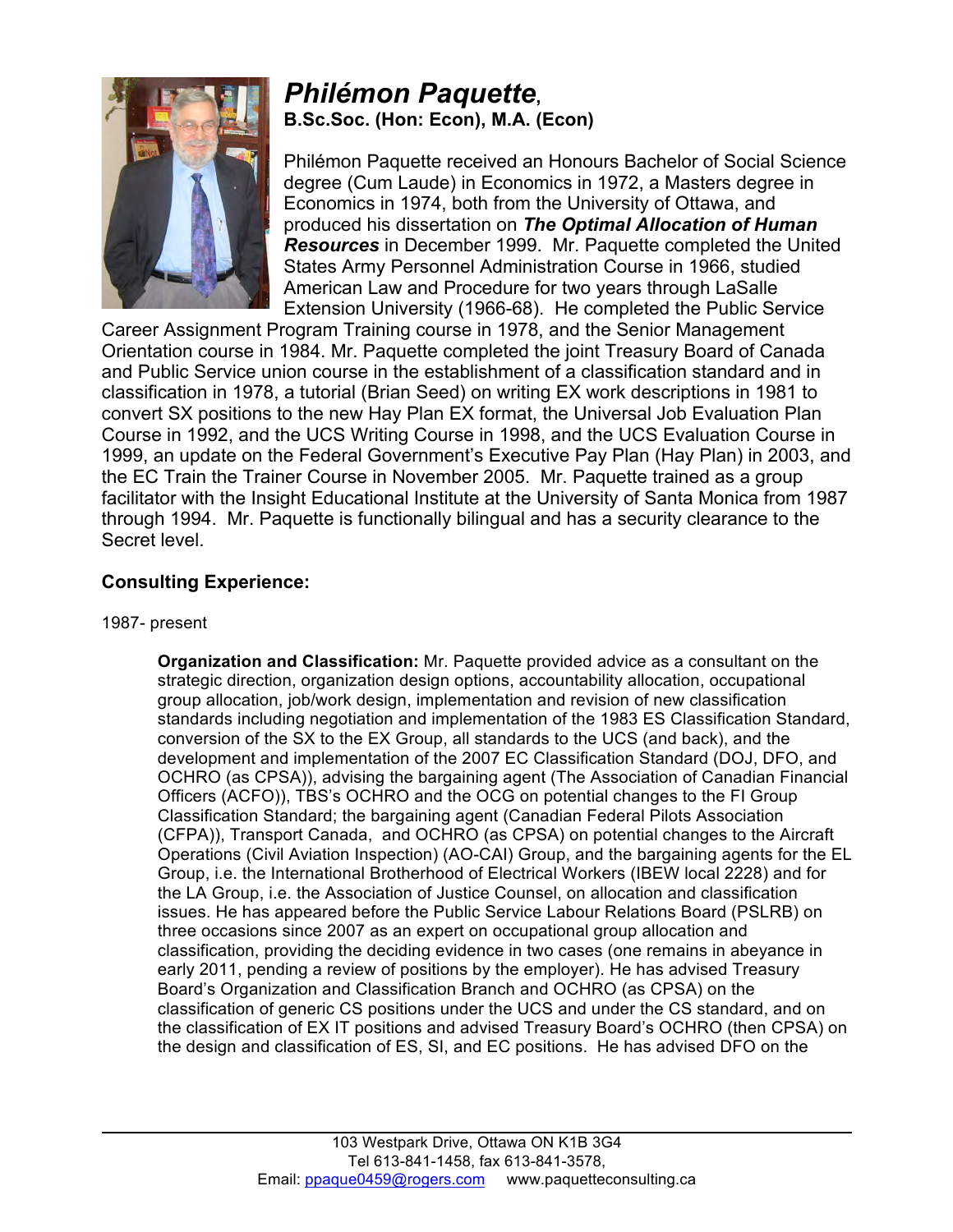# *Philémon Paquette*,

**B.Sc.Soc. (Hon: Econ), M.A. (Econ)**

Philémon Paquette received an Honours Bachelor of Social Science degree (Cum Laude) in Economics in 1972, a Masters degree in Economics in 1974, both from the University of Ottawa, and produced his dissertation on ***The Optimal Allocation of Human Resources*** in December 1999. Mr. Paquette completed the United States Army Personnel Administration Course in 1966, studied American Law and Procedure for two years through LaSalle Extension University (1966-68). He completed the Public Service Career Assignment Program Training course in 1978, and the Senior Management Orientation course in 1984. Mr. Paquette completed the joint Treasury Board of Canada and Public Service union course in the establishment of a classification standard and in classification in 1978, a tutorial (Brian Seed) on writing EX work descriptions in 1981 to convert SX positions to the new Hay Plan EX format, the Universal Job Evaluation Plan Course in 1992, and the UCS Writing Course in 1998, and the UCS Evaluation Course in 1999, an update on the Federal Government's Executive Pay Plan (Hay Plan) in 2003, and the EC Train the Trainer Course in November 2005. Mr. Paquette trained as a group facilitator with the Insight Educational Institute at the University of Santa Monica from 1987 through 1994. Mr. Paquette is functionally bilingual and has a security clearance to the Secret level.

## Consulting Experience:

1987- present

**Organization and Classification:** Mr. Paquette provided advice as a consultant on the strategic direction, organization design options, accountability allocation, occupational group allocation, job/work design, implementation and revision of new classification standards including negotiation and implementation of the 1983 ES Classification Standard, conversion of the SX to the EX Group, all standards to the UCS (and back), and the development and implementation of the 2007 EC Classification Standard (DOJ, DFO, and OCHRO (as CPSA)), advising the bargaining agent (The Association of Canadian Financial Officers (ACFO)), TBS's OCHRO and the OCG on potential changes to the FI Group Classification Standard; the bargaining agent (Canadian Federal Pilots Association (CFPA)), Transport Canada, and OCHRO (as CPSA) on potential changes to the Aircraft Operations (Civil Aviation Inspection) (AO-CAI) Group, and the bargaining agents for the EL Group, i.e. the International Brotherhood of Electrical Workers (IBEW local 2228) and for the LA Group, i.e. the Association of Justice Counsel, on allocation and classification issues. He has appeared before the Public Service Labour Relations Board (PSLRB) on three occasions since 2007 as an expert on occupational group allocation and classification, providing the deciding evidence in two cases (one remains in abeyance in early 2011, pending a review of positions by the employer). He has advised Treasury Board's Organization and Classification Branch and OCHRO (as CPSA) on the classification of generic CS positions under the UCS and under the CS standard, and on the classification of EX IT positions and advised Treasury Board's OCHRO (then CPSA) on the design and classification of ES, SI, and EC positions. He has advised DFO on the

103 Westpark Drive, Ottawa ON K1B 3G4
Tel 613-841-1458, fax 613-841-3578,
Email: ppaque0459@rogers.com www.paquetteconsulting.ca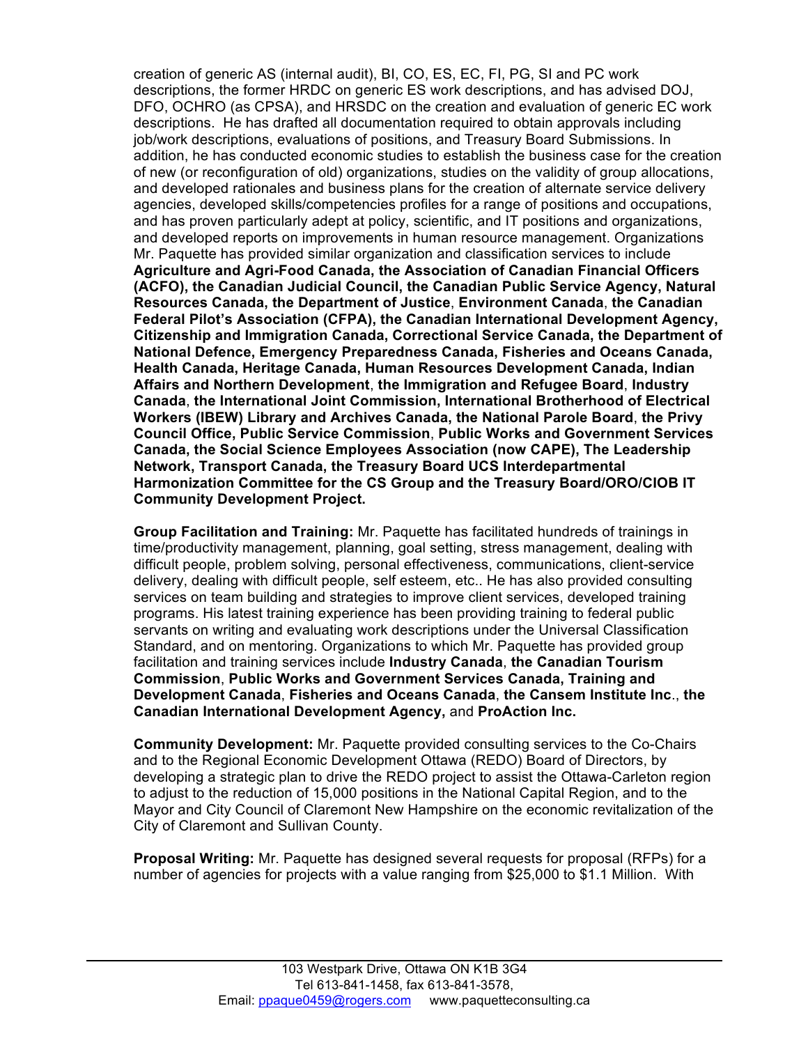creation of generic AS (internal audit), BI, CO, ES, EC, FI, PG, SI and PC work descriptions, the former HRDC on generic ES work descriptions, and has advised DOJ, DFO, OCHRO (as CPSA), and HRSDC on the creation and evaluation of generic EC work descriptions. He has drafted all documentation required to obtain approvals including job/work descriptions, evaluations of positions, and Treasury Board Submissions. In addition, he has conducted economic studies to establish the business case for the creation of new (or reconfiguration of old) organizations, studies on the validity of group allocations, and developed rationales and business plans for the creation of alternate service delivery agencies, developed skills/competencies profiles for a range of positions and occupations, and has proven particularly adept at policy, scientific, and IT positions and organizations, and developed reports on improvements in human resource management. Organizations Mr. Paquette has provided similar organization and classification services to include **Agriculture and Agri-Food Canada, the Association of Canadian Financial Officers (ACFO), the Canadian Judicial Council, the Canadian Public Service Agency, Natural Resources Canada, the Department of Justice**, **Environment Canada**, **the Canadian Federal Pilot's Association (CFPA), the Canadian International Development Agency, Citizenship and Immigration Canada, Correctional Service Canada, the Department of National Defence, Emergency Preparedness Canada, Fisheries and Oceans Canada, Health Canada, Heritage Canada, Human Resources Development Canada, Indian Affairs and Northern Development**, **the Immigration and Refugee Board**, **Industry Canada**, **the International Joint Commission, International Brotherhood of Electrical Workers (IBEW) Library and Archives Canada, the National Parole Board**, **the Privy Council Office, Public Service Commission**, **Public Works and Government Services Canada, the Social Science Employees Association (now CAPE), The Leadership Network, Transport Canada, the Treasury Board UCS Interdepartmental Harmonization Committee for the CS Group and the Treasury Board/ORO/CIOB IT Community Development Project.**

**Group Facilitation and Training:** Mr. Paquette has facilitated hundreds of trainings in time/productivity management, planning, goal setting, stress management, dealing with difficult people, problem solving, personal effectiveness, communications, client-service delivery, dealing with difficult people, self esteem, etc.. He has also provided consulting services on team building and strategies to improve client services, developed training programs. His latest training experience has been providing training to federal public servants on writing and evaluating work descriptions under the Universal Classification Standard, and on mentoring. Organizations to which Mr. Paquette has provided group facilitation and training services include **Industry Canada**, **the Canadian Tourism Commission**, **Public Works and Government Services Canada, Training and Development Canada**, **Fisheries and Oceans Canada**, **the Cansem Institute Inc**., **the Canadian International Development Agency,** and **ProAction Inc.**

**Community Development:** Mr. Paquette provided consulting services to the Co-Chairs and to the Regional Economic Development Ottawa (REDO) Board of Directors, by developing a strategic plan to drive the REDO project to assist the Ottawa-Carleton region to adjust to the reduction of 15,000 positions in the National Capital Region, and to the Mayor and City Council of Claremont New Hampshire on the economic revitalization of the City of Claremont and Sullivan County.

**Proposal Writing:** Mr. Paquette has designed several requests for proposal (RFPs) for a number of agencies for projects with a value ranging from $25,000 to $1.1 Million. With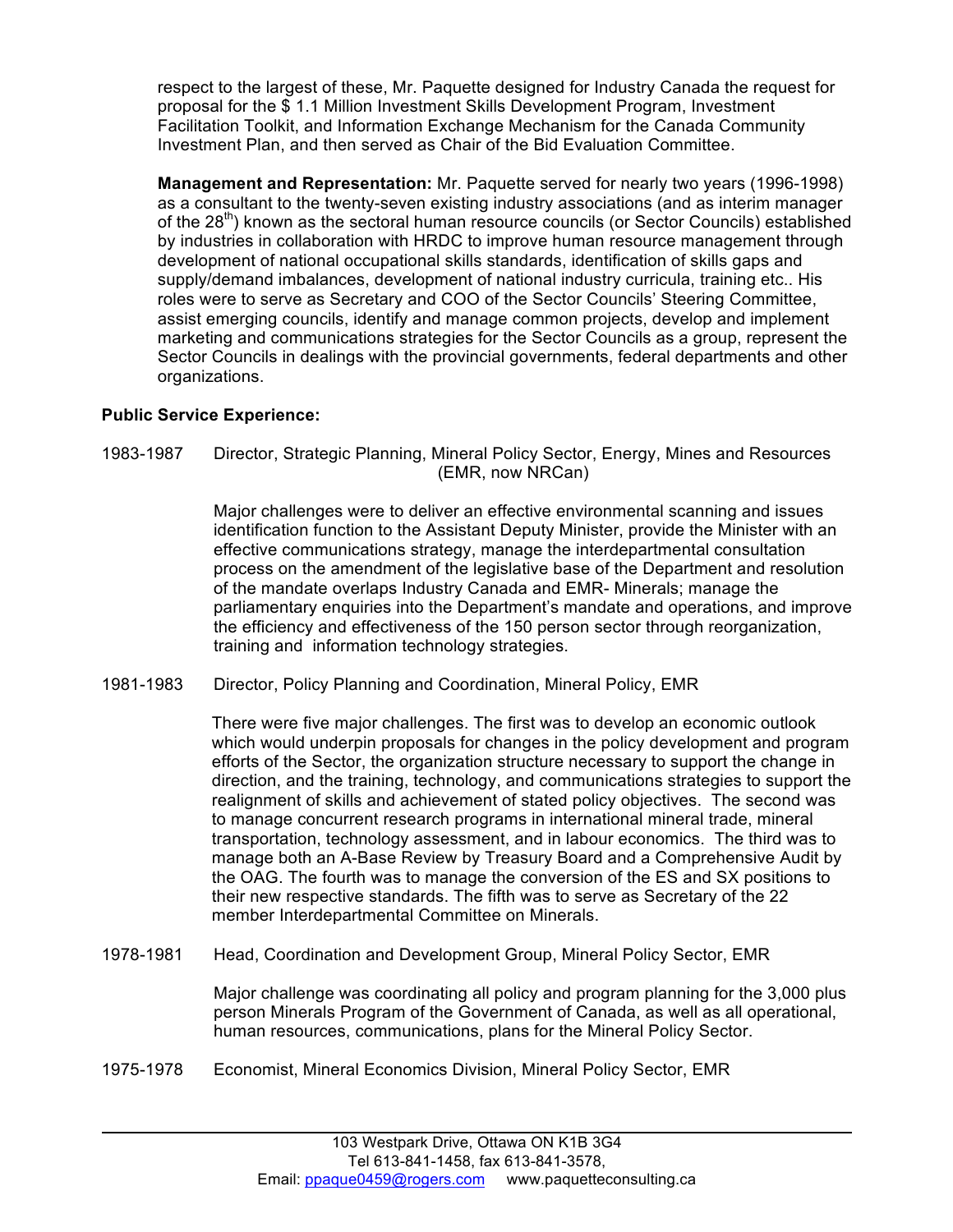respect to the largest of these, Mr. Paquette designed for Industry Canada the request for proposal for the $ 1.1 Million Investment Skills Development Program, Investment Facilitation Toolkit, and Information Exchange Mechanism for the Canada Community Investment Plan, and then served as Chair of the Bid Evaluation Committee.

**Management and Representation:** Mr. Paquette served for nearly two years (1996-1998) as a consultant to the twenty-seven existing industry associations (and as interim manager of the 28th) known as the sectoral human resource councils (or Sector Councils) established by industries in collaboration with HRDC to improve human resource management through development of national occupational skills standards, identification of skills gaps and supply/demand imbalances, development of national industry curricula, training etc.. His roles were to serve as Secretary and COO of the Sector Councils' Steering Committee, assist emerging councils, identify and manage common projects, develop and implement marketing and communications strategies for the Sector Councils as a group, represent the Sector Councils in dealings with the provincial governments, federal departments and other organizations.

**Public Service Experience:**

1983-1987 Director, Strategic Planning, Mineral Policy Sector, Energy, Mines and Resources (EMR, now NRCan)

Major challenges were to deliver an effective environmental scanning and issues identification function to the Assistant Deputy Minister, provide the Minister with an effective communications strategy, manage the interdepartmental consultation process on the amendment of the legislative base of the Department and resolution of the mandate overlaps Industry Canada and EMR- Minerals; manage the parliamentary enquiries into the Department's mandate and operations, and improve the efficiency and effectiveness of the 150 person sector through reorganization, training and information technology strategies.

1981-1983 Director, Policy Planning and Coordination, Mineral Policy, EMR

There were five major challenges. The first was to develop an economic outlook which would underpin proposals for changes in the policy development and program efforts of the Sector, the organization structure necessary to support the change in direction, and the training, technology, and communications strategies to support the realignment of skills and achievement of stated policy objectives. The second was to manage concurrent research programs in international mineral trade, mineral transportation, technology assessment, and in labour economics. The third was to manage both an A-Base Review by Treasury Board and a Comprehensive Audit by the OAG. The fourth was to manage the conversion of the ES and SX positions to their new respective standards. The fifth was to serve as Secretary of the 22 member Interdepartmental Committee on Minerals.

1978-1981 Head, Coordination and Development Group, Mineral Policy Sector, EMR

Major challenge was coordinating all policy and program planning for the 3,000 plus person Minerals Program of the Government of Canada, as well as all operational, human resources, communications, plans for the Mineral Policy Sector.

1975-1978 Economist, Mineral Economics Division, Mineral Policy Sector, EMR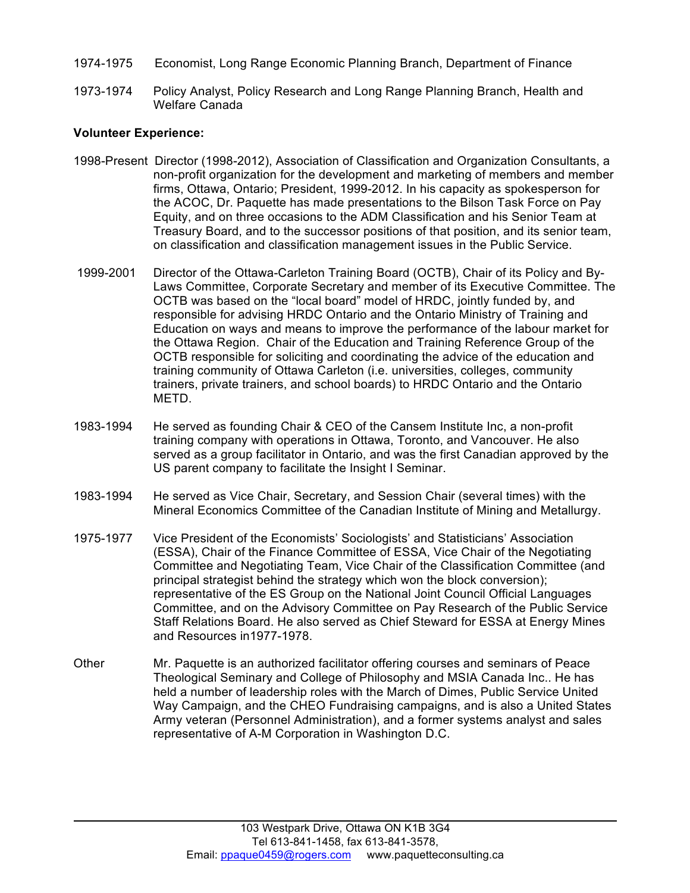1974-1975 Economist, Long Range Economic Planning Branch, Department of Finance

1973-1974 Policy Analyst, Policy Research and Long Range Planning Branch, Health and Welfare Canada

**Volunteer Experience:**

1998-Present Director (1998-2012), Association of Classification and Organization Consultants, a non-profit organization for the development and marketing of members and member firms, Ottawa, Ontario; President, 1999-2012. In his capacity as spokesperson for the ACOC, Dr. Paquette has made presentations to the Bilson Task Force on Pay Equity, and on three occasions to the ADM Classification and his Senior Team at Treasury Board, and to the successor positions of that position, and its senior team, on classification and classification management issues in the Public Service.

1999-2001 Director of the Ottawa-Carleton Training Board (OCTB), Chair of its Policy and By-Laws Committee, Corporate Secretary and member of its Executive Committee. The OCTB was based on the "local board" model of HRDC, jointly funded by, and responsible for advising HRDC Ontario and the Ontario Ministry of Training and Education on ways and means to improve the performance of the labour market for the Ottawa Region. Chair of the Education and Training Reference Group of the OCTB responsible for soliciting and coordinating the advice of the education and training community of Ottawa Carleton (i.e. universities, colleges, community trainers, private trainers, and school boards) to HRDC Ontario and the Ontario METD.

1983-1994 He served as founding Chair & CEO of the Cansem Institute Inc, a non-profit training company with operations in Ottawa, Toronto, and Vancouver. He also served as a group facilitator in Ontario, and was the first Canadian approved by the US parent company to facilitate the Insight I Seminar.

1983-1994 He served as Vice Chair, Secretary, and Session Chair (several times) with the Mineral Economics Committee of the Canadian Institute of Mining and Metallurgy.

1975-1977 Vice President of the Economists' Sociologists' and Statisticians' Association (ESSA), Chair of the Finance Committee of ESSA, Vice Chair of the Negotiating Committee and Negotiating Team, Vice Chair of the Classification Committee (and principal strategist behind the strategy which won the block conversion); representative of the ES Group on the National Joint Council Official Languages Committee, and on the Advisory Committee on Pay Research of the Public Service Staff Relations Board. He also served as Chief Steward for ESSA at Energy Mines and Resources in1977-1978.

Other Mr. Paquette is an authorized facilitator offering courses and seminars of Peace Theological Seminary and College of Philosophy and MSIA Canada Inc.. He has held a number of leadership roles with the March of Dimes, Public Service United Way Campaign, and the CHEO Fundraising campaigns, and is also a United States Army veteran (Personnel Administration), and a former systems analyst and sales representative of A-M Corporation in Washington D.C.

103 Westpark Drive, Ottawa ON K1B 3G4
Tel 613-841-1458, fax 613-841-3578,
Email: ppaque0459@rogers.com www.paquetteconsulting.ca